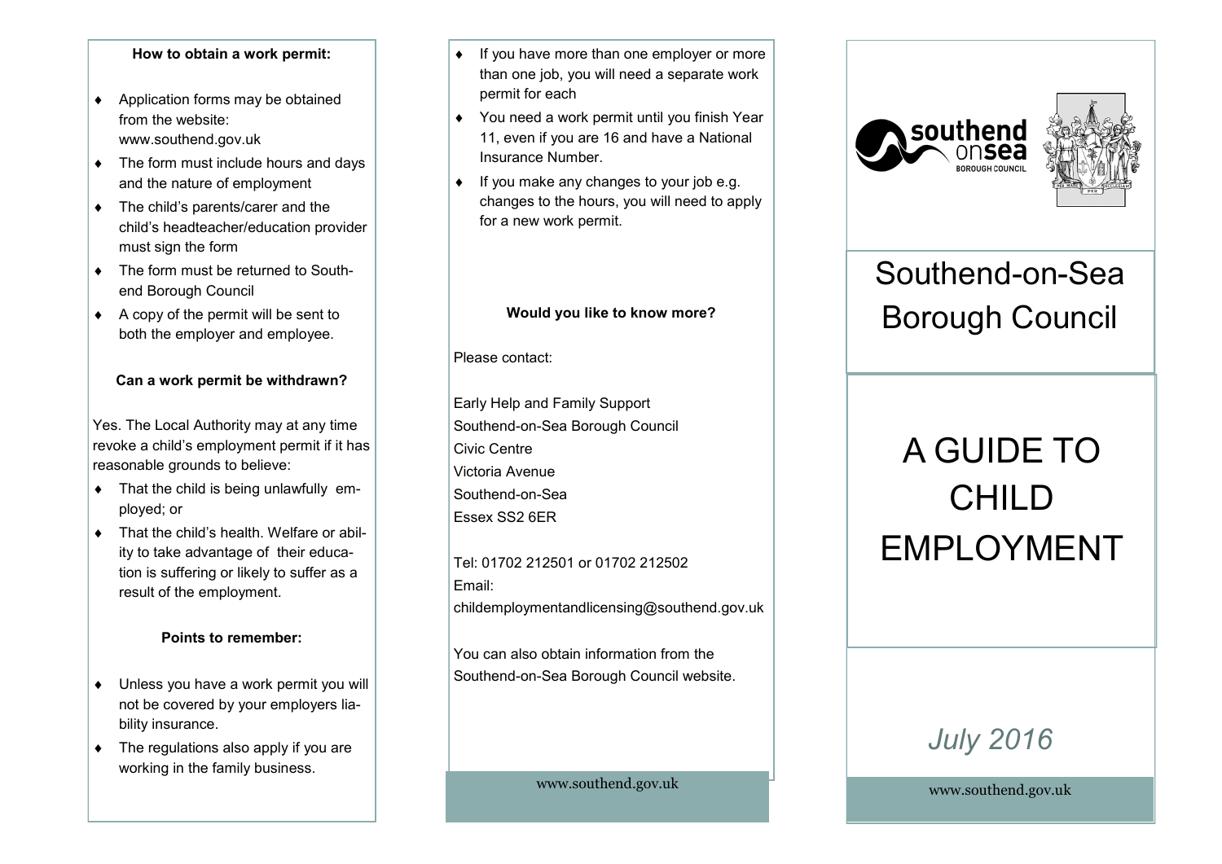### How to obtain a work permit:

- Application forms may be obtained from the website: www.southend.gov.uk
- The form must include hours and days and the nature of employment
- The child's parents/carer and the child's headteacher/education provider must sign the form
- The form must be returned to Southend Borough Council
- A copy of the permit will be sent to both the employer and employee.

### Can a work permit be withdrawn?

Yes. The Local Authority may at any time revoke a child's employment permit if it has reasonable grounds to believe:

- That the child is being unlawfully employed; or
- That the child's health. Welfare or ability to take advantage of their education is suffering or likely to suffer as a result of the employment.

### Points to remember:

- Unless you have a work permit you will not be covered by your employers liability insurance.
- The regulations also apply if you are working in the family business.
- If you have more than one employer or more than one job, you will need a separate work permit for each
- You need a work permit until you finish Year 11, even if you are 16 and have a National Insurance Number.
- If you make any changes to your job e.g. changes to the hours, you will need to apply for a new work permit.

### Would you like to know more?

Please contact:

Early Help and Family Support
Southend-on-Sea Borough Council
Civic Centre
Victoria Avenue
Southend-on-Sea
Essex SS2 6ER

Tel: 01702 212501 or 01702 212502
Email:
childemploymentandlicensing@southend.gov.uk

You can also obtain information from the Southend-on-Sea Borough Council website.

www.southend.gov.uk

southend onsea BOROUGH COUNCIL

# Southend-on-Sea Borough Council

# A GUIDE TO CHILD EMPLOYMENT

*July 2016*

www.southend.gov.uk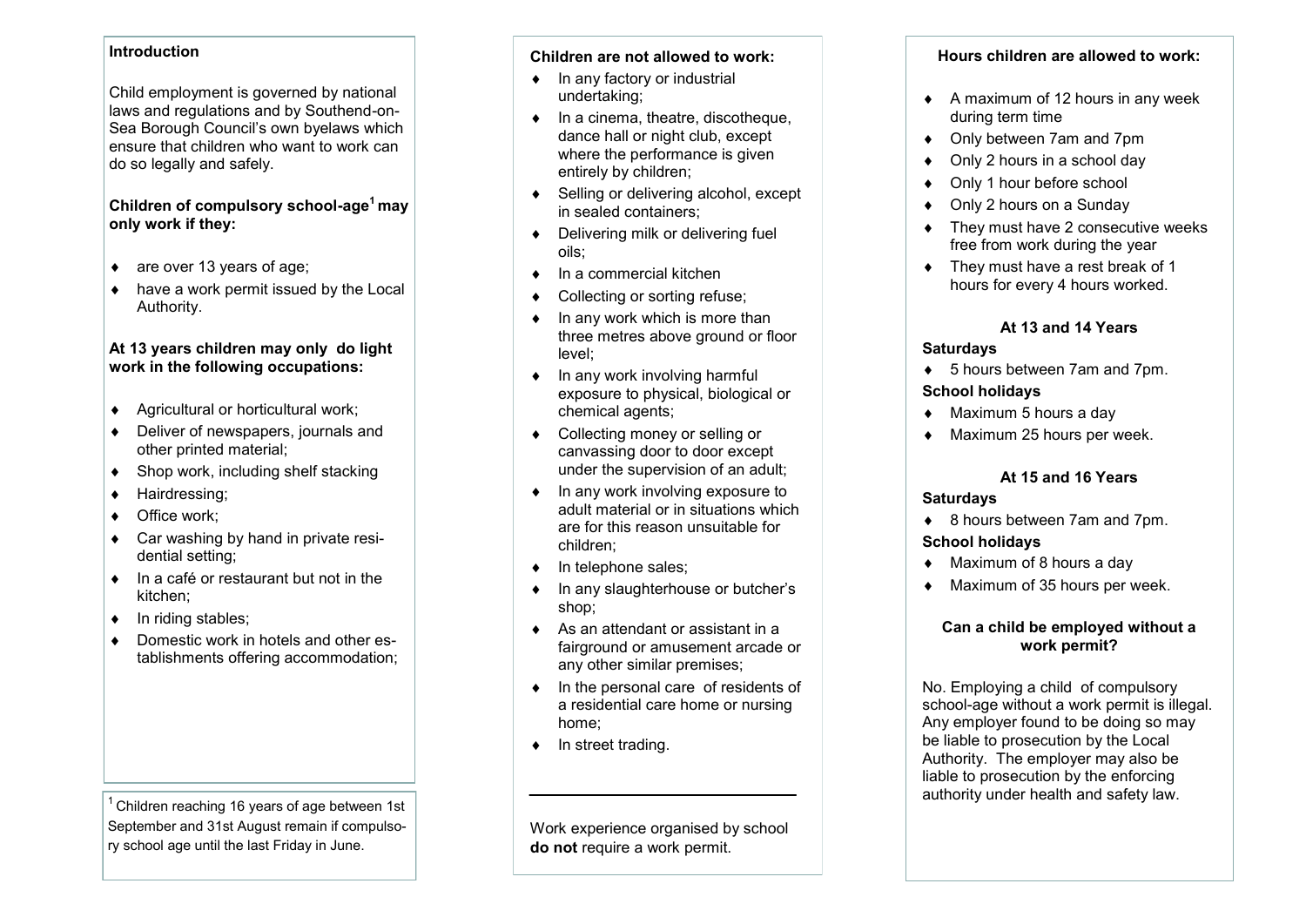## Introduction

Child employment is governed by national laws and regulations and by Southend-on-Sea Borough Council's own byelaws which ensure that children who want to work can do so legally and safely.

**Children of compulsory school-age[1] may only work if they:**

- are over 13 years of age;
- have a work permit issued by the Local Authority.

**At 13 years children may only do light work in the following occupations:**

- Agricultural or horticultural work;
- Deliver of newspapers, journals and other printed material;
- Shop work, including shelf stacking
- Hairdressing;
- Office work;
- Car washing by hand in private residential setting;
- In a café or restaurant but not in the kitchen;
- In riding stables;
- Domestic work in hotels and other establishments offering accommodation;

[1] Children reaching 16 years of age between 1st September and 31st August remain if compulsory school age until the last Friday in June.

**Children are not allowed to work:**

- In any factory or industrial undertaking;
- In a cinema, theatre, discotheque, dance hall or night club, except where the performance is given entirely by children;
- Selling or delivering alcohol, except in sealed containers;
- Delivering milk or delivering fuel oils;
- In a commercial kitchen
- Collecting or sorting refuse;
- In any work which is more than three metres above ground or floor level;
- In any work involving harmful exposure to physical, biological or chemical agents;
- Collecting money or selling or canvassing door to door except under the supervision of an adult;
- In any work involving exposure to adult material or in situations which are for this reason unsuitable for children;
- In telephone sales;
- In any slaughterhouse or butcher's shop;
- As an attendant or assistant in a fairground or amusement arcade or any other similar premises;
- In the personal care of residents of a residential care home or nursing home;
- In street trading.

---

Work experience organised by school **do not** require a work permit.

**Hours children are allowed to work:**

- A maximum of 12 hours in any week during term time
- Only between 7am and 7pm
- Only 2 hours in a school day
- Only 1 hour before school
- Only 2 hours on a Sunday
- They must have 2 consecutive weeks free from work during the year
- They must have a rest break of 1 hours for every 4 hours worked.

**At 13 and 14 Years**

**Saturdays**

- 5 hours between 7am and 7pm.

**School holidays**

- Maximum 5 hours a day
- Maximum 25 hours per week.

**At 15 and 16 Years**

**Saturdays**

- 8 hours between 7am and 7pm.

**School holidays**

- Maximum of 8 hours a day
- Maximum of 35 hours per week.

**Can a child be employed without a work permit?**

No. Employing a child of compulsory school-age without a work permit is illegal. Any employer found to be doing so may be liable to prosecution by the Local Authority. The employer may also be liable to prosecution by the enforcing authority under health and safety law.